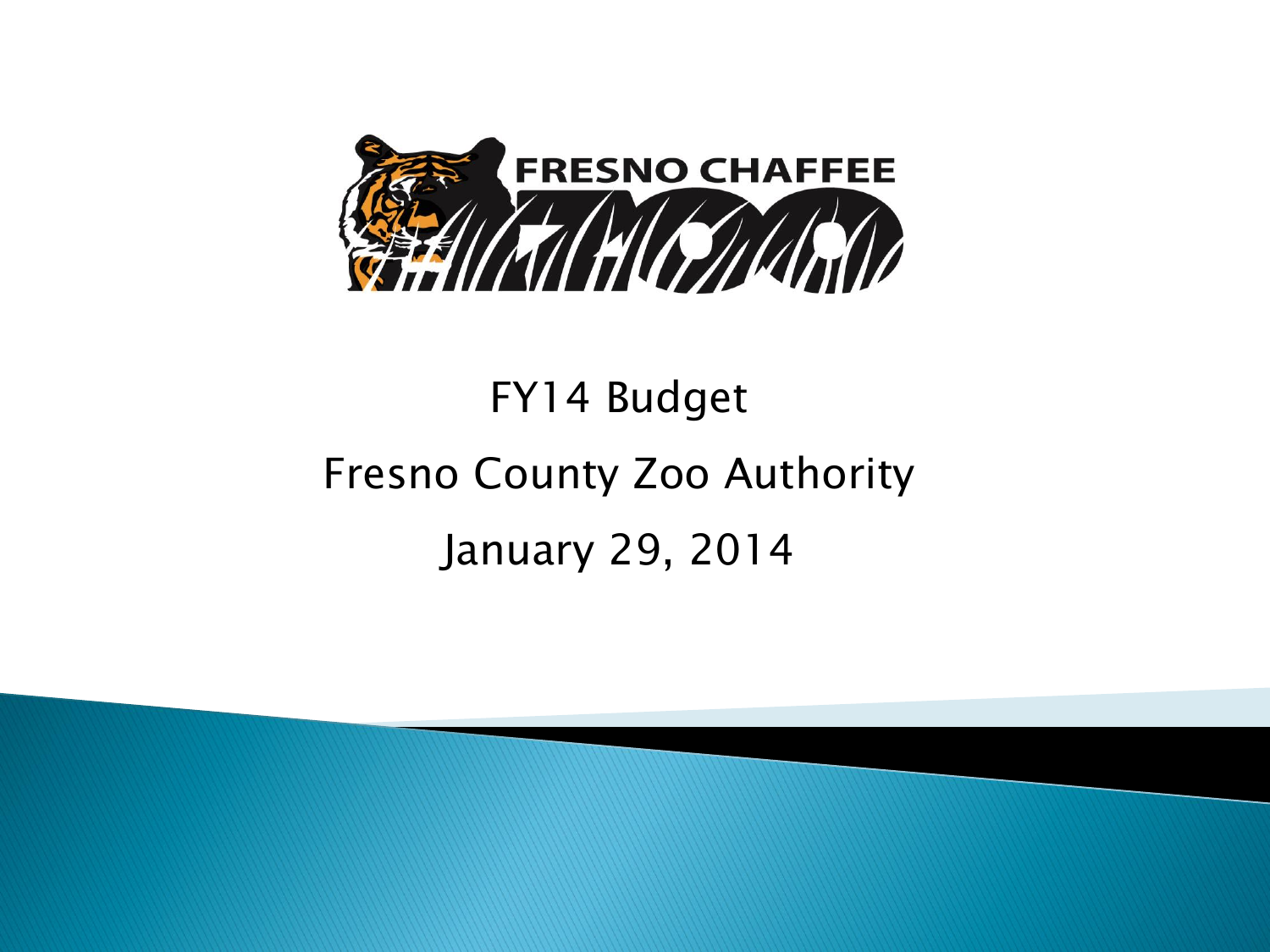FRESNO CHAFFEE ZOO

# FY14 Budget

## Fresno County Zoo Authority

January 29, 2014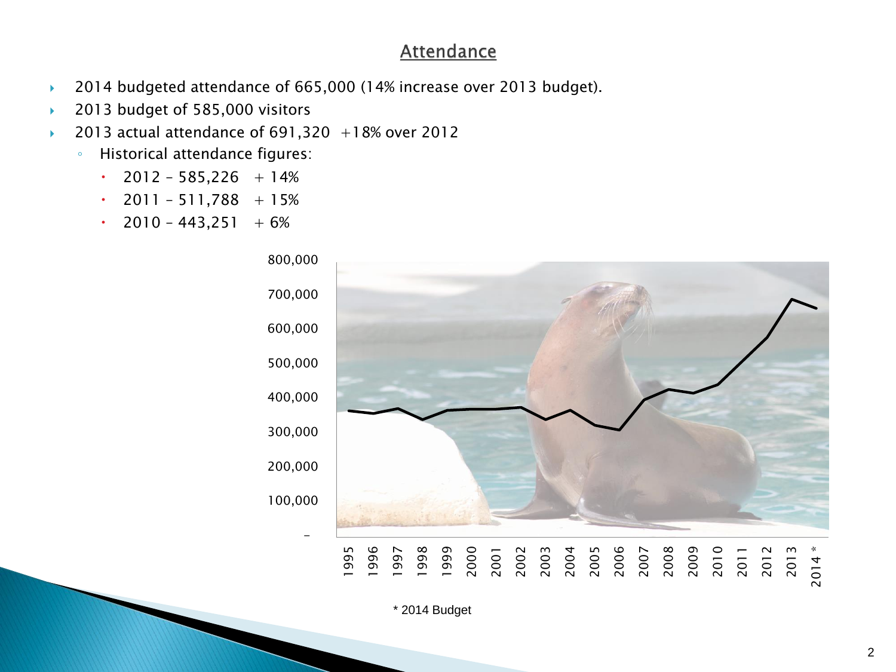## Attendance

- 2014 budgeted attendance of 665,000 (14% increase over 2013 budget).
- 2013 budget of 585,000 visitors
- 2013 actual attendance of 691,320 +18% over 2012
  - Historical attendance figures:
    - 2012 – 585,226 + 14%
    - 2011 – 511,788 + 15%
    - 2010 – 443,251 + 6%

* 2014 Budget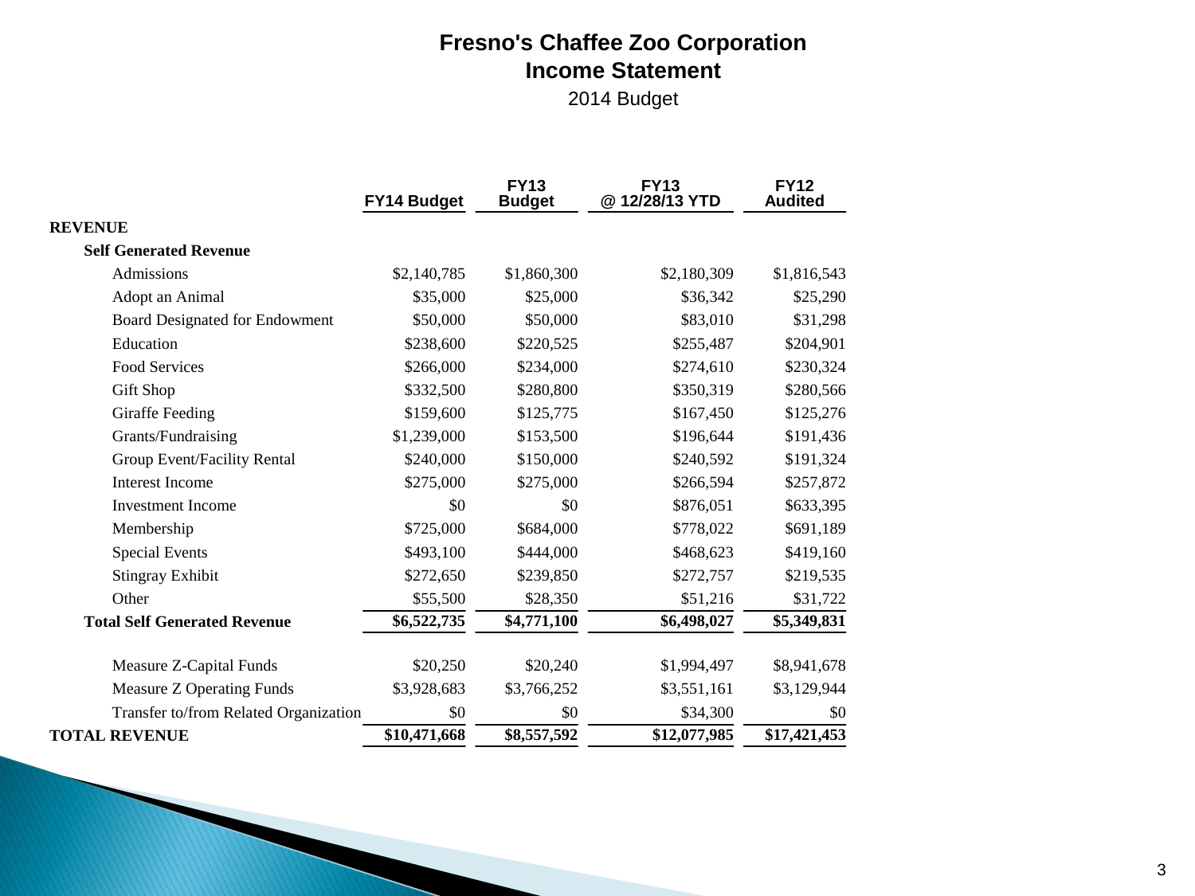# Fresno's Chaffee Zoo Corporation

## Income Statement

2014 Budget

| | FY14 Budget | FY13 Budget | FY13 @ 12/28/13 YTD | FY12 Audited |
|---|---|---|---|---|
| **REVENUE** | | | | |
| **Self Generated Revenue** | | | | |
| Admissions | $2,140,785 | $1,860,300 | $2,180,309 | $1,816,543 |
| Adopt an Animal | $35,000 | $25,000 | $36,342 | $25,290 |
| Board Designated for Endowment | $50,000 | $50,000 | $83,010 | $31,298 |
| Education | $238,600 | $220,525 | $255,487 | $204,901 |
| Food Services | $266,000 | $234,000 | $274,610 | $230,324 |
| Gift Shop | $332,500 | $280,800 | $350,319 | $280,566 |
| Giraffe Feeding | $159,600 | $125,775 | $167,450 | $125,276 |
| Grants/Fundraising | $1,239,000 | $153,500 | $196,644 | $191,436 |
| Group Event/Facility Rental | $240,000 | $150,000 | $240,592 | $191,324 |
| Interest Income | $275,000 | $275,000 | $266,594 | $257,872 |
| Investment Income | $0 | $0 | $876,051 | $633,395 |
| Membership | $725,000 | $684,000 | $778,022 | $691,189 |
| Special Events | $493,100 | $444,000 | $468,623 | $419,160 |
| Stingray Exhibit | $272,650 | $239,850 | $272,757 | $219,535 |
| Other | $55,500 | $28,350 | $51,216 | $31,722 |
| **Total Self Generated Revenue** | **$6,522,735** | **$4,771,100** | **$6,498,027** | **$5,349,831** |
| Measure Z-Capital Funds | $20,250 | $20,240 | $1,994,497 | $8,941,678 |
| Measure Z Operating Funds | $3,928,683 | $3,766,252 | $3,551,161 | $3,129,944 |
| Transfer to/from Related Organization | $0 | $0 | $34,300 | $0 |
| **TOTAL REVENUE** | **$10,471,668** | **$8,557,592** | **$12,077,985** | **$17,421,453** |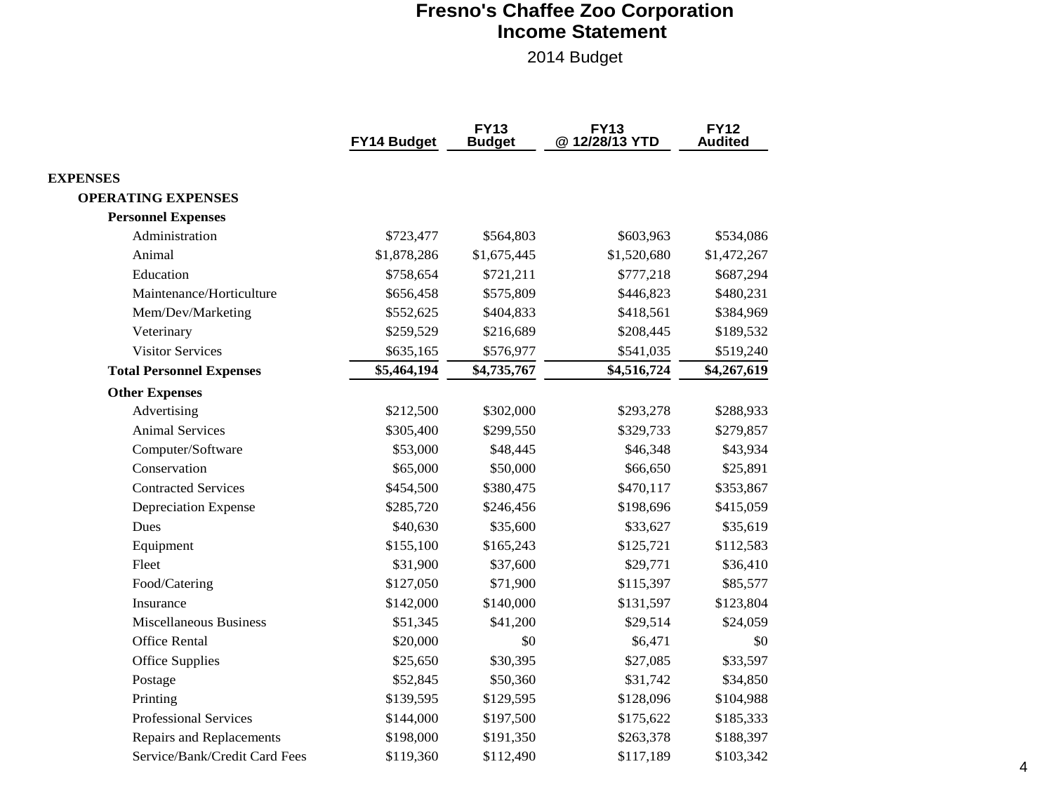# Fresno's Chaffee Zoo Corporation
## Income Statement

2014 Budget

| | FY14 Budget | FY13 Budget | FY13 @ 12/28/13 YTD | FY12 Audited |
|---|---|---|---|---|
| **EXPENSES** | | | | |
| **OPERATING EXPENSES** | | | | |
| **Personnel Expenses** | | | | |
| Administration | $723,477 | $564,803 | $603,963 | $534,086 |
| Animal | $1,878,286 | $1,675,445 | $1,520,680 | $1,472,267 |
| Education | $758,654 | $721,211 | $777,218 | $687,294 |
| Maintenance/Horticulture | $656,458 | $575,809 | $446,823 | $480,231 |
| Mem/Dev/Marketing | $552,625 | $404,833 | $418,561 | $384,969 |
| Veterinary | $259,529 | $216,689 | $208,445 | $189,532 |
| Visitor Services | $635,165 | $576,977 | $541,035 | $519,240 |
| **Total Personnel Expenses** | **$5,464,194** | **$4,735,767** | **$4,516,724** | **$4,267,619** |
| **Other Expenses** | | | | |
| Advertising | $212,500 | $302,000 | $293,278 | $288,933 |
| Animal Services | $305,400 | $299,550 | $329,733 | $279,857 |
| Computer/Software | $53,000 | $48,445 | $46,348 | $43,934 |
| Conservation | $65,000 | $50,000 | $66,650 | $25,891 |
| Contracted Services | $454,500 | $380,475 | $470,117 | $353,867 |
| Depreciation Expense | $285,720 | $246,456 | $198,696 | $415,059 |
| Dues | $40,630 | $35,600 | $33,627 | $35,619 |
| Equipment | $155,100 | $165,243 | $125,721 | $112,583 |
| Fleet | $31,900 | $37,600 | $29,771 | $36,410 |
| Food/Catering | $127,050 | $71,900 | $115,397 | $85,577 |
| Insurance | $142,000 | $140,000 | $131,597 | $123,804 |
| Miscellaneous Business | $51,345 | $41,200 | $29,514 | $24,059 |
| Office Rental | $20,000 | $0 | $6,471 | $0 |
| Office Supplies | $25,650 | $30,395 | $27,085 | $33,597 |
| Postage | $52,845 | $50,360 | $31,742 | $34,850 |
| Printing | $139,595 | $129,595 | $128,096 | $104,988 |
| Professional Services | $144,000 | $197,500 | $175,622 | $185,333 |
| Repairs and Replacements | $198,000 | $191,350 | $263,378 | $188,397 |
| Service/Bank/Credit Card Fees | $119,360 | $112,490 | $117,189 | $103,342 |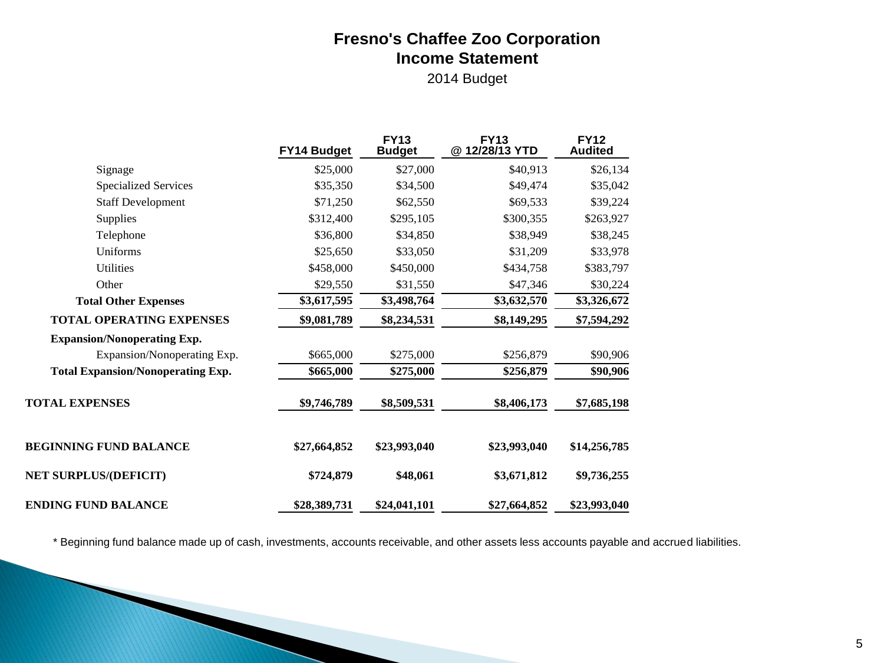# Fresno's Chaffee Zoo Corporation
## Income Statement
2014 Budget

| | FY14 Budget | FY13 Budget | FY13 @ 12/28/13 YTD | FY12 Audited |
|---|---|---|---|---|
| Signage | $25,000 | $27,000 | $40,913 | $26,134 |
| Specialized Services | $35,350 | $34,500 | $49,474 | $35,042 |
| Staff Development | $71,250 | $62,550 | $69,533 | $39,224 |
| Supplies | $312,400 | $295,105 | $300,355 | $263,927 |
| Telephone | $36,800 | $34,850 | $38,949 | $38,245 |
| Uniforms | $25,650 | $33,050 | $31,209 | $33,978 |
| Utilities | $458,000 | $450,000 | $434,758 | $383,797 |
| Other | $29,550 | $31,550 | $47,346 | $30,224 |
| **Total Other Expenses** | **$3,617,595** | **$3,498,764** | **$3,632,570** | **$3,326,672** |
| **TOTAL OPERATING EXPENSES** | **$9,081,789** | **$8,234,531** | **$8,149,295** | **$7,594,292** |
| **Expansion/Nonoperating Exp.** | | | | |
| Expansion/Nonoperating Exp. | $665,000 | $275,000 | $256,879 | $90,906 |
| **Total Expansion/Nonoperating Exp.** | **$665,000** | **$275,000** | **$256,879** | **$90,906** |
| **TOTAL EXPENSES** | **$9,746,789** | **$8,509,531** | **$8,406,173** | **$7,685,198** |
| **BEGINNING FUND BALANCE** | **$27,664,852** | **$23,993,040** | **$23,993,040** | **$14,256,785** |
| **NET SURPLUS/(DEFICIT)** | **$724,879** | **$48,061** | **$3,671,812** | **$9,736,255** |
| **ENDING FUND BALANCE** | **$28,389,731** | **$24,041,101** | **$27,664,852** | **$23,993,040** |

* Beginning fund balance made up of cash, investments, accounts receivable, and other assets less accounts payable and accrued liabilities.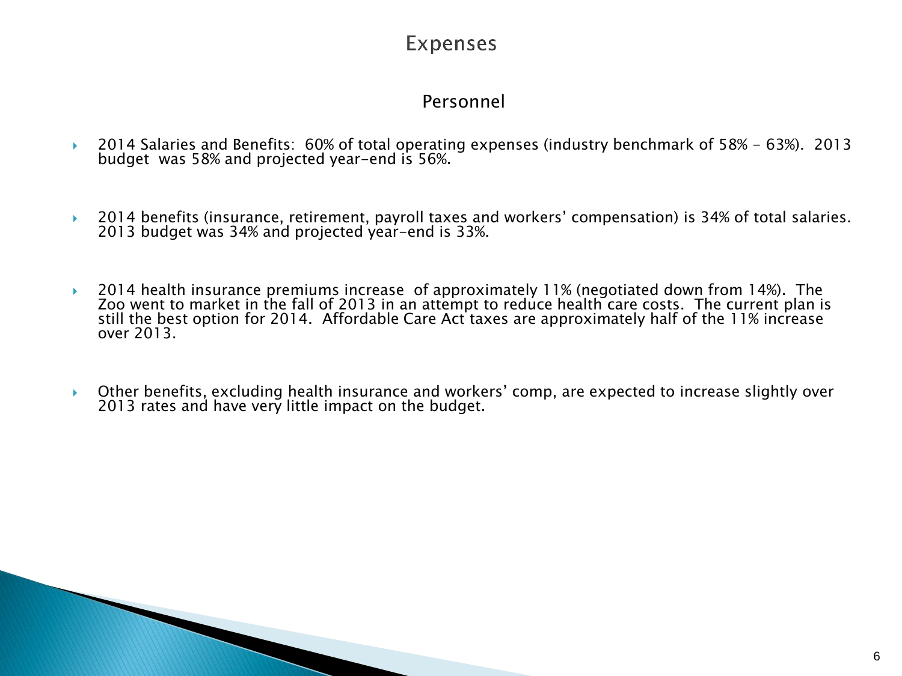# Expenses

## Personnel

- 2014 Salaries and Benefits:  60% of total operating expenses (industry benchmark of 58% - 63%).  2013 budget  was 58% and projected year-end is 56%.

- 2014 benefits (insurance, retirement, payroll taxes and workers' compensation) is 34% of total salaries. 2013 budget was 34% and projected year-end is 33%.

- 2014 health insurance premiums increase  of approximately 11% (negotiated down from 14%).  The Zoo went to market in the fall of 2013 in an attempt to reduce health care costs.  The current plan is still the best option for 2014.  Affordable Care Act taxes are approximately half of the 11% increase over 2013.

- Other benefits, excluding health insurance and workers' comp, are expected to increase slightly over 2013 rates and have very little impact on the budget.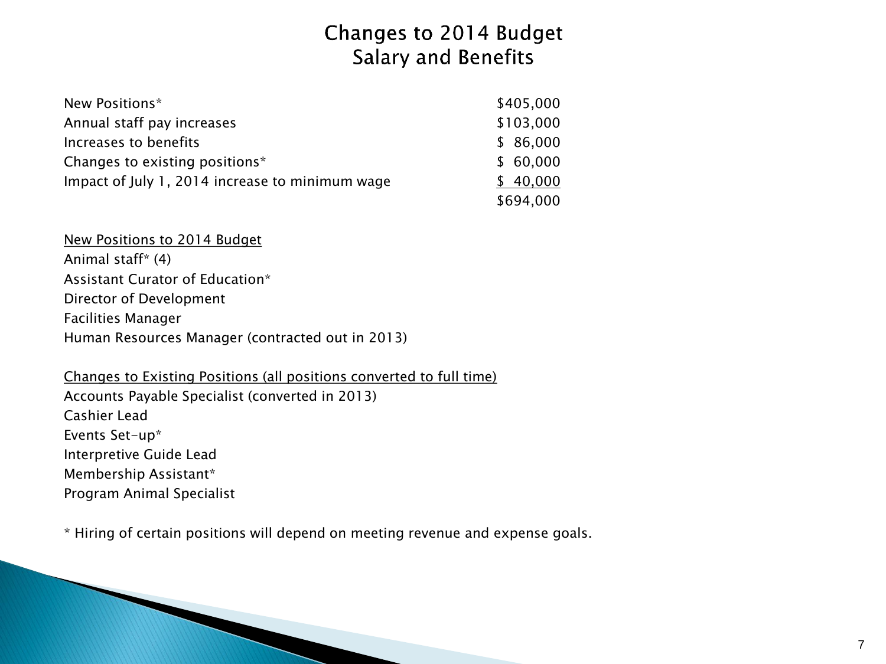# Changes to 2014 Budget
## Salary and Benefits

| | |
|---|---|
| New Positions* | $405,000 |
| Annual staff pay increases | $103,000 |
| Increases to benefits | $ 86,000 |
| Changes to existing positions* | $ 60,000 |
| Impact of July 1, 2014 increase to minimum wage | $ 40,000 |
| | $694,000 |

<u>New Positions to 2014 Budget</u>

Animal staff* (4)
Assistant Curator of Education*
Director of Development
Facilities Manager
Human Resources Manager (contracted out in 2013)

<u>Changes to Existing Positions (all positions converted to full time)</u>

Accounts Payable Specialist (converted in 2013)
Cashier Lead
Events Set-up*
Interpretive Guide Lead
Membership Assistant*
Program Animal Specialist

* Hiring of certain positions will depend on meeting revenue and expense goals.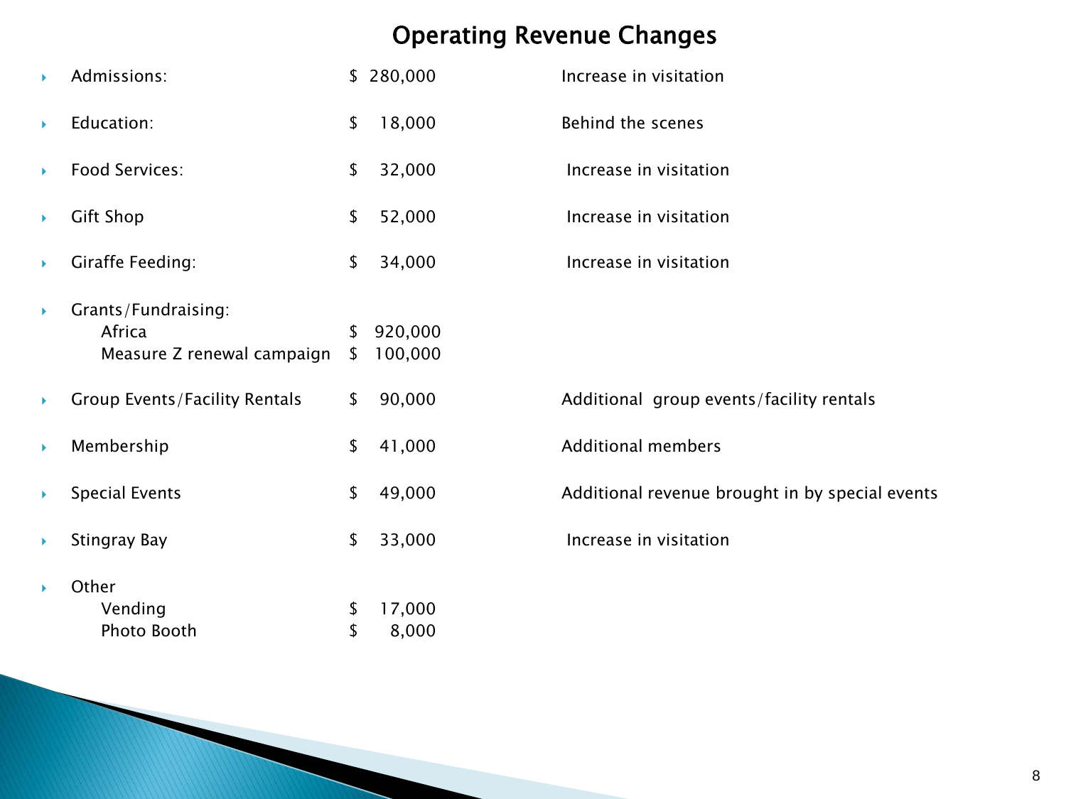# Operating Revenue Changes

| Item | Amount | Reason |
|---|---|---|
| Admissions: | $ 280,000 | Increase in visitation |
| Education: | $ 18,000 | Behind the scenes |
| Food Services: | $ 32,000 | Increase in visitation |
| Gift Shop | $ 52,000 | Increase in visitation |
| Giraffe Feeding: | $ 34,000 | Increase in visitation |
| Grants/Fundraising: | | |
| Africa | $ 920,000 | |
| Measure Z renewal campaign | $ 100,000 | |
| Group Events/Facility Rentals | $ 90,000 | Additional group events/facility rentals |
| Membership | $ 41,000 | Additional members |
| Special Events | $ 49,000 | Additional revenue brought in by special events |
| Stingray Bay | $ 33,000 | Increase in visitation |
| Other | | |
| Vending | $ 17,000 | |
| Photo Booth | $ 8,000 | |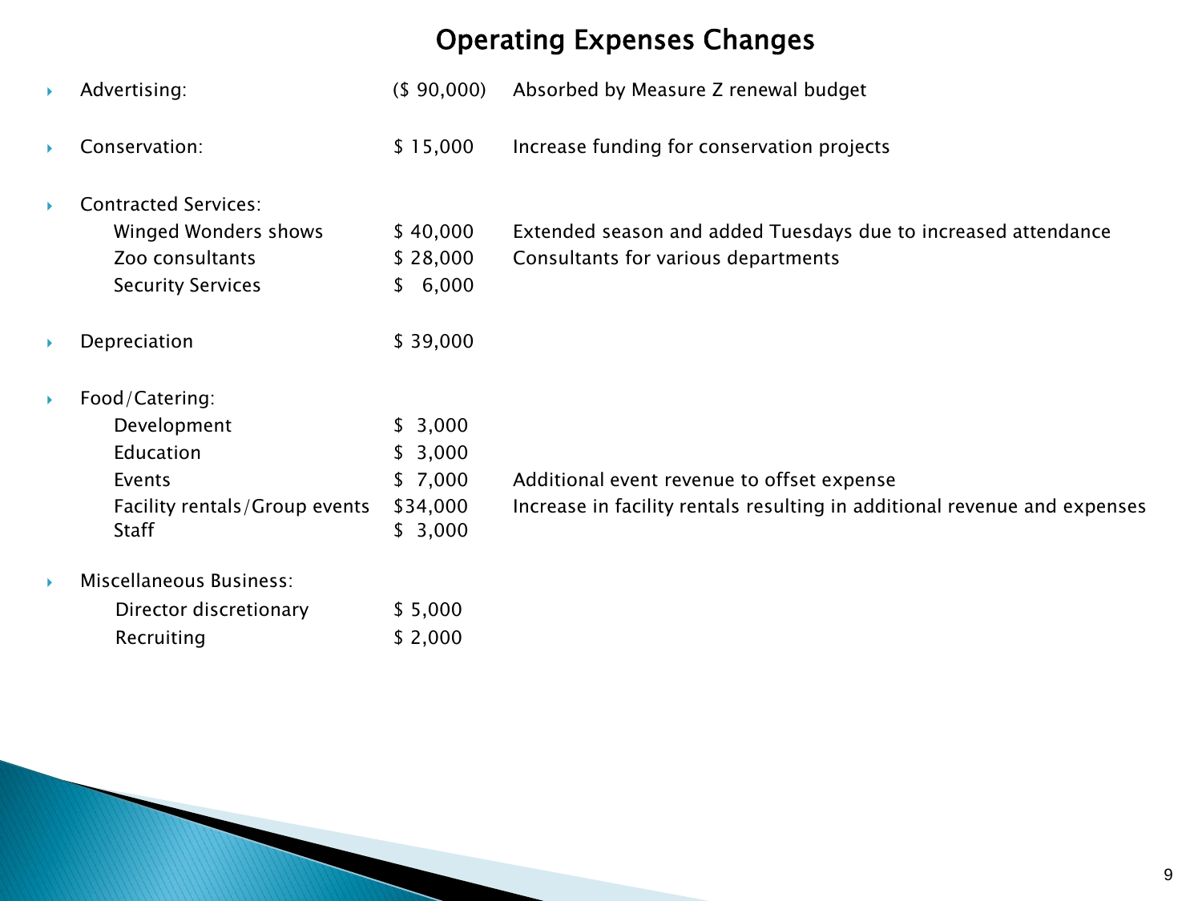# Operating Expenses Changes

- Advertising: ($ 90,000) Absorbed by Measure Z renewal budget
- Conservation: $ 15,000 Increase funding for conservation projects
- Contracted Services:
  - Winged Wonders shows $ 40,000 Extended season and added Tuesdays due to increased attendance
  - Zoo consultants $ 28,000 Consultants for various departments
  - Security Services $ 6,000
- Depreciation $ 39,000
- Food/Catering:
  - Development $ 3,000
  - Education $ 3,000
  - Events $ 7,000 Additional event revenue to offset expense
  - Facility rentals/Group events $34,000 Increase in facility rentals resulting in additional revenue and expenses
  - Staff $ 3,000
- Miscellaneous Business:
  - Director discretionary $ 5,000
  - Recruiting $ 2,000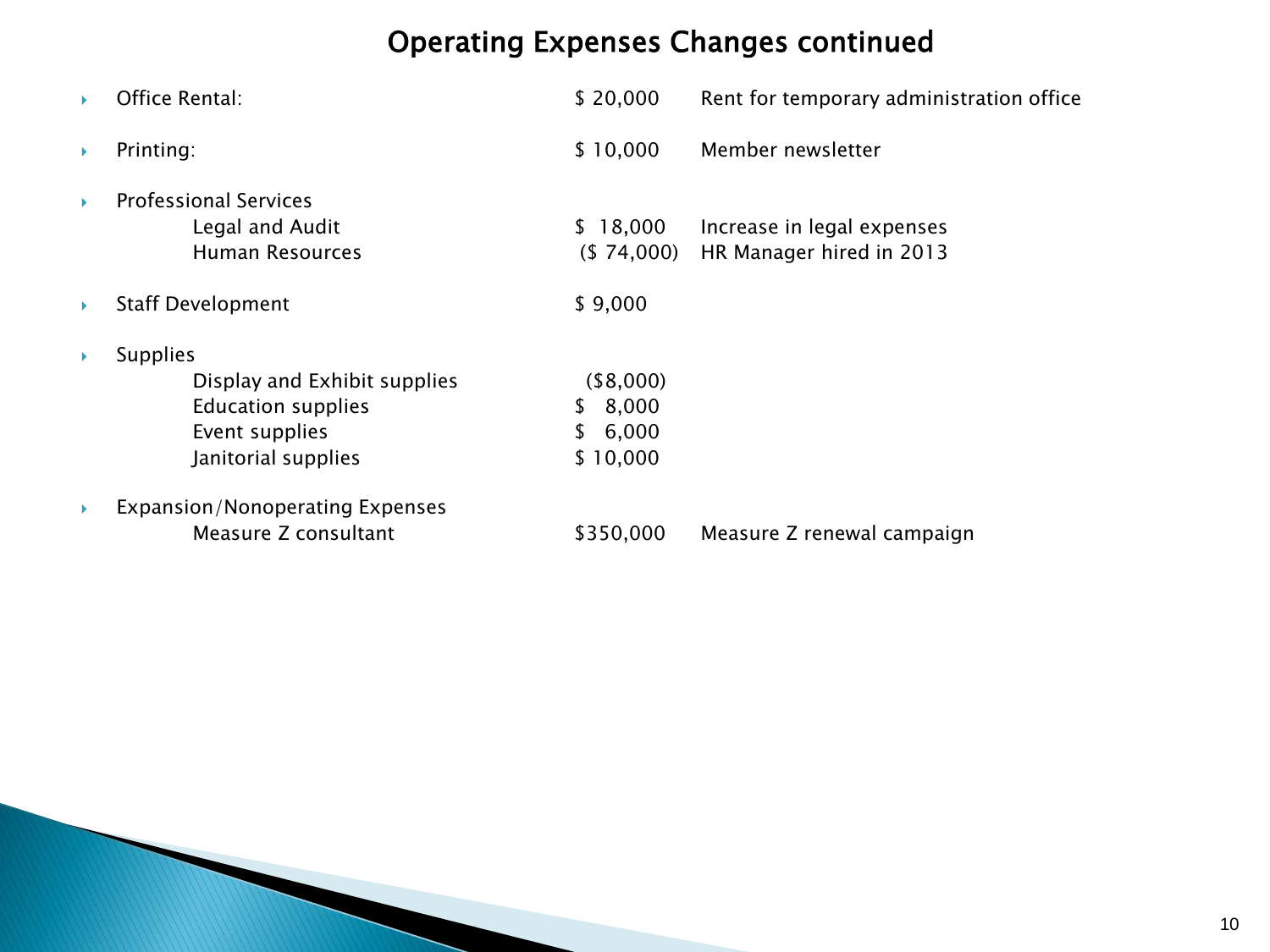# Operating Expenses Changes continued

| Item | Amount | Description |
|---|---|---|
| Office Rental: | $ 20,000 | Rent for temporary administration office |
| Printing: | $ 10,000 | Member newsletter |
| Professional Services | | |
| Legal and Audit | $ 18,000 | Increase in legal expenses |
| Human Resources | ($ 74,000) | HR Manager hired in 2013 |
| Staff Development | $ 9,000 | |
| Supplies | | |
| Display and Exhibit supplies | ($8,000) | |
| Education supplies | $ 8,000 | |
| Event supplies | $ 6,000 | |
| Janitorial supplies | $ 10,000 | |
| Expansion/Nonoperating Expenses | | |
| Measure Z consultant | $350,000 | Measure Z renewal campaign |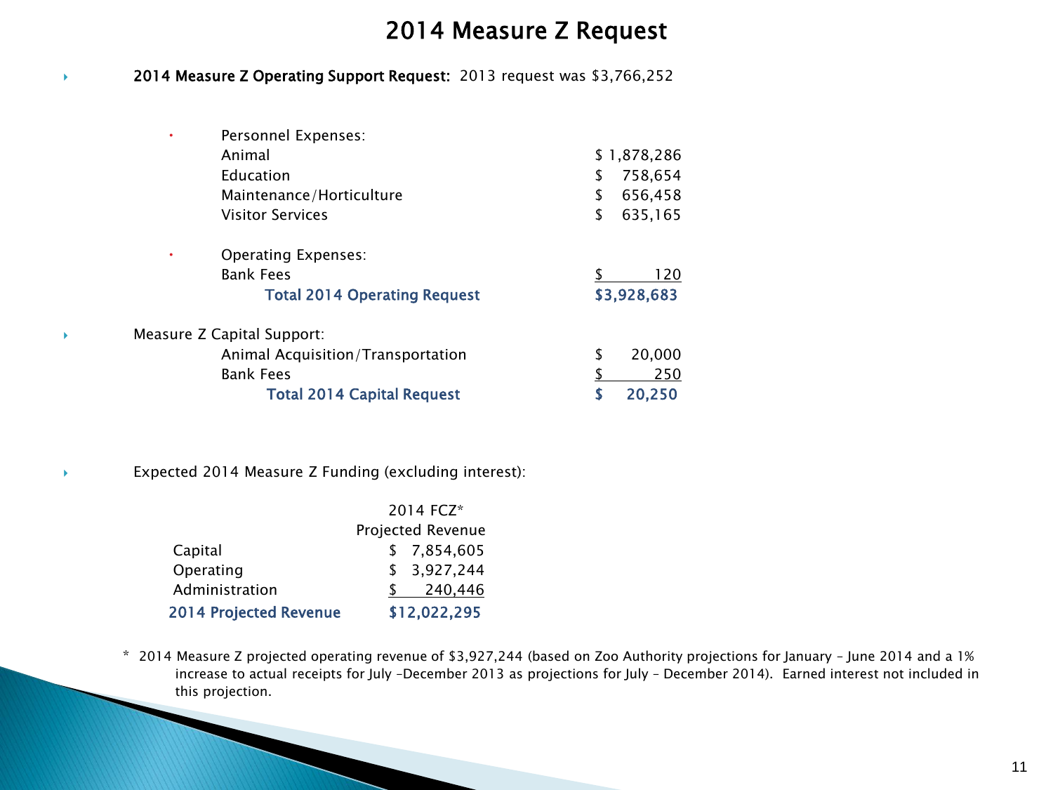# 2014 Measure Z Request

- **2014 Measure Z Operating Support Request:** 2013 request was $3,766,252

  - Personnel Expenses:

| | |
|---|---|
| Animal | $ 1,878,286 |
| Education | $ 758,654 |
| Maintenance/Horticulture | $ 656,458 |
| Visitor Services | $ 635,165 |

  - Operating Expenses:

| | |
|---|---|
| Bank Fees | $ 120 |
| **Total 2014 Operating Request** | **$3,928,683** |

- Measure Z Capital Support:

| | |
|---|---|
| Animal Acquisition/Transportation | $ 20,000 |
| Bank Fees | $ 250 |
| **Total 2014 Capital Request** | **$ 20,250** |

- Expected 2014 Measure Z Funding (excluding interest):

| | 2014 FCZ* Projected Revenue |
|---|---|
| Capital | $ 7,854,605 |
| Operating | $ 3,927,244 |
| Administration | $ 240,446 |
| **2014 Projected Revenue** | **$12,022,295** |

\* 2014 Measure Z projected operating revenue of $3,927,244 (based on Zoo Authority projections for January – June 2014 and a 1% increase to actual receipts for July –December 2013 as projections for July – December 2014). Earned interest not included in this projection.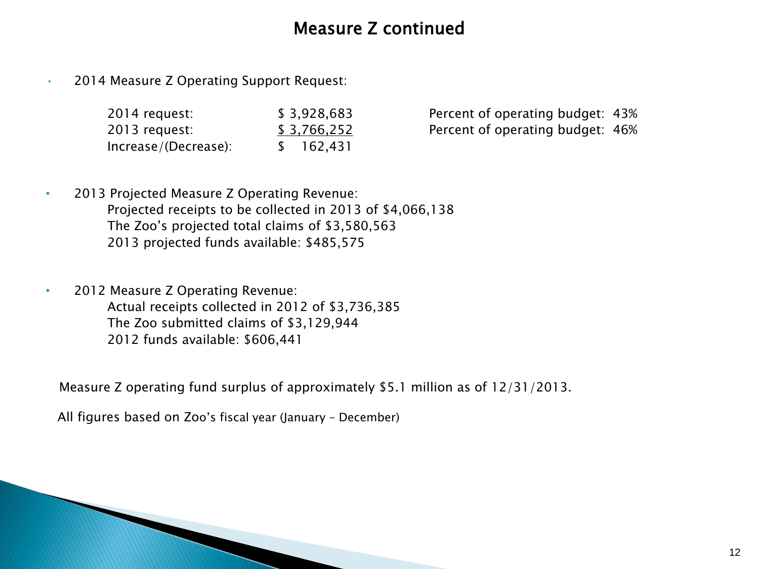# Measure Z continued

- 2014 Measure Z Operating Support Request:

| | | |
|---|---|---|
| 2014 request: | $ 3,928,683 | Percent of operating budget: 43% |
| 2013 request: | $ 3,766,252 | Percent of operating budget: 46% |
| Increase/(Decrease): | $ 162,431 | |

- 2013 Projected Measure Z Operating Revenue:
  - Projected receipts to be collected in 2013 of $4,066,138
  - The Zoo's projected total claims of $3,580,563
  - 2013 projected funds available: $485,575

- 2012 Measure Z Operating Revenue:
  - Actual receipts collected in 2012 of $3,736,385
  - The Zoo submitted claims of $3,129,944
  - 2012 funds available: $606,441

Measure Z operating fund surplus of approximately $5.1 million as of 12/31/2013.

All figures based on Zoo's fiscal year (January – December)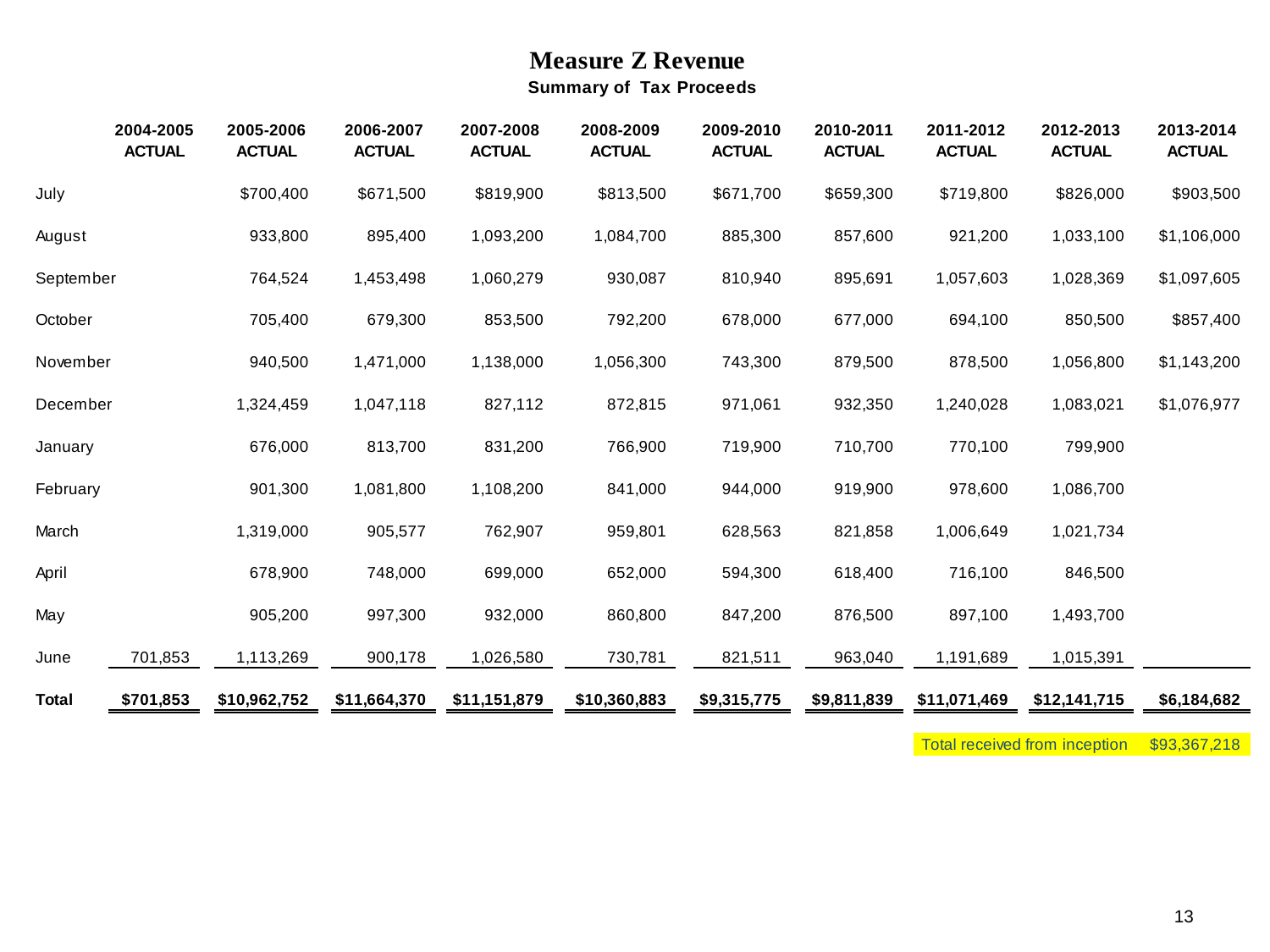# Measure Z Revenue

**Summary of Tax Proceeds**

| | 2004-2005 ACTUAL | 2005-2006 ACTUAL | 2006-2007 ACTUAL | 2007-2008 ACTUAL | 2008-2009 ACTUAL | 2009-2010 ACTUAL | 2010-2011 ACTUAL | 2011-2012 ACTUAL | 2012-2013 ACTUAL | 2013-2014 ACTUAL |
|---|---|---|---|---|---|---|---|---|---|---|
| July | | $700,400 | $671,500 | $819,900 | $813,500 | $671,700 | $659,300 | $719,800 | $826,000 | $903,500 |
| August | | 933,800 | 895,400 | 1,093,200 | 1,084,700 | 885,300 | 857,600 | 921,200 | 1,033,100 | $1,106,000 |
| September | | 764,524 | 1,453,498 | 1,060,279 | 930,087 | 810,940 | 895,691 | 1,057,603 | 1,028,369 | $1,097,605 |
| October | | 705,400 | 679,300 | 853,500 | 792,200 | 678,000 | 677,000 | 694,100 | 850,500 | $857,400 |
| November | | 940,500 | 1,471,000 | 1,138,000 | 1,056,300 | 743,300 | 879,500 | 878,500 | 1,056,800 | $1,143,200 |
| December | | 1,324,459 | 1,047,118 | 827,112 | 872,815 | 971,061 | 932,350 | 1,240,028 | 1,083,021 | $1,076,977 |
| January | | 676,000 | 813,700 | 831,200 | 766,900 | 719,900 | 710,700 | 770,100 | 799,900 | |
| February | | 901,300 | 1,081,800 | 1,108,200 | 841,000 | 944,000 | 919,900 | 978,600 | 1,086,700 | |
| March | | 1,319,000 | 905,577 | 762,907 | 959,801 | 628,563 | 821,858 | 1,006,649 | 1,021,734 | |
| April | | 678,900 | 748,000 | 699,000 | 652,000 | 594,300 | 618,400 | 716,100 | 846,500 | |
| May | | 905,200 | 997,300 | 932,000 | 860,800 | 847,200 | 876,500 | 897,100 | 1,493,700 | |
| June | 701,853 | 1,113,269 | 900,178 | 1,026,580 | 730,781 | 821,511 | 963,040 | 1,191,689 | 1,015,391 | |
| **Total** | **$701,853** | **$10,962,752** | **$11,664,370** | **$11,151,879** | **$10,360,883** | **$9,315,775** | **$9,811,839** | **$11,071,469** | **$12,141,715** | **$6,184,682** |

Total received from inception $93,367,218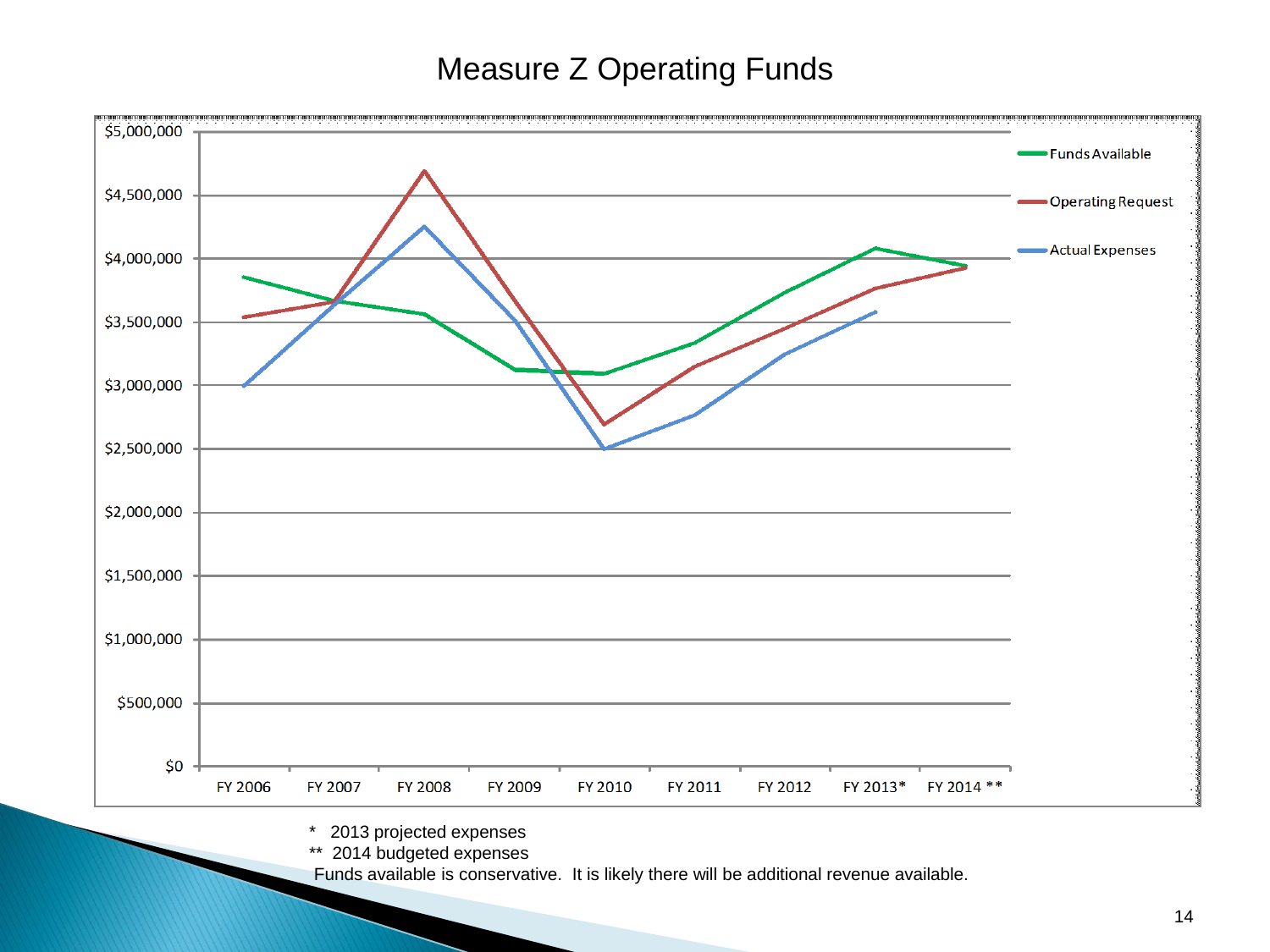# Measure Z Operating Funds

$5,000,000
$4,500,000
$4,000,000
$3,500,000
$3,000,000
$2,500,000
$2,000,000
$1,500,000
$1,000,000
$500,000
$0

FY 2006
FY 2007
FY 2008
FY 2009
FY 2010
FY 2011
FY 2012
FY 2013*
FY 2014 **

Funds Available
Operating Request
Actual Expenses

\* 2013 projected expenses

\*\* 2014 budgeted expenses

Funds available is conservative. It is likely there will be additional revenue available.